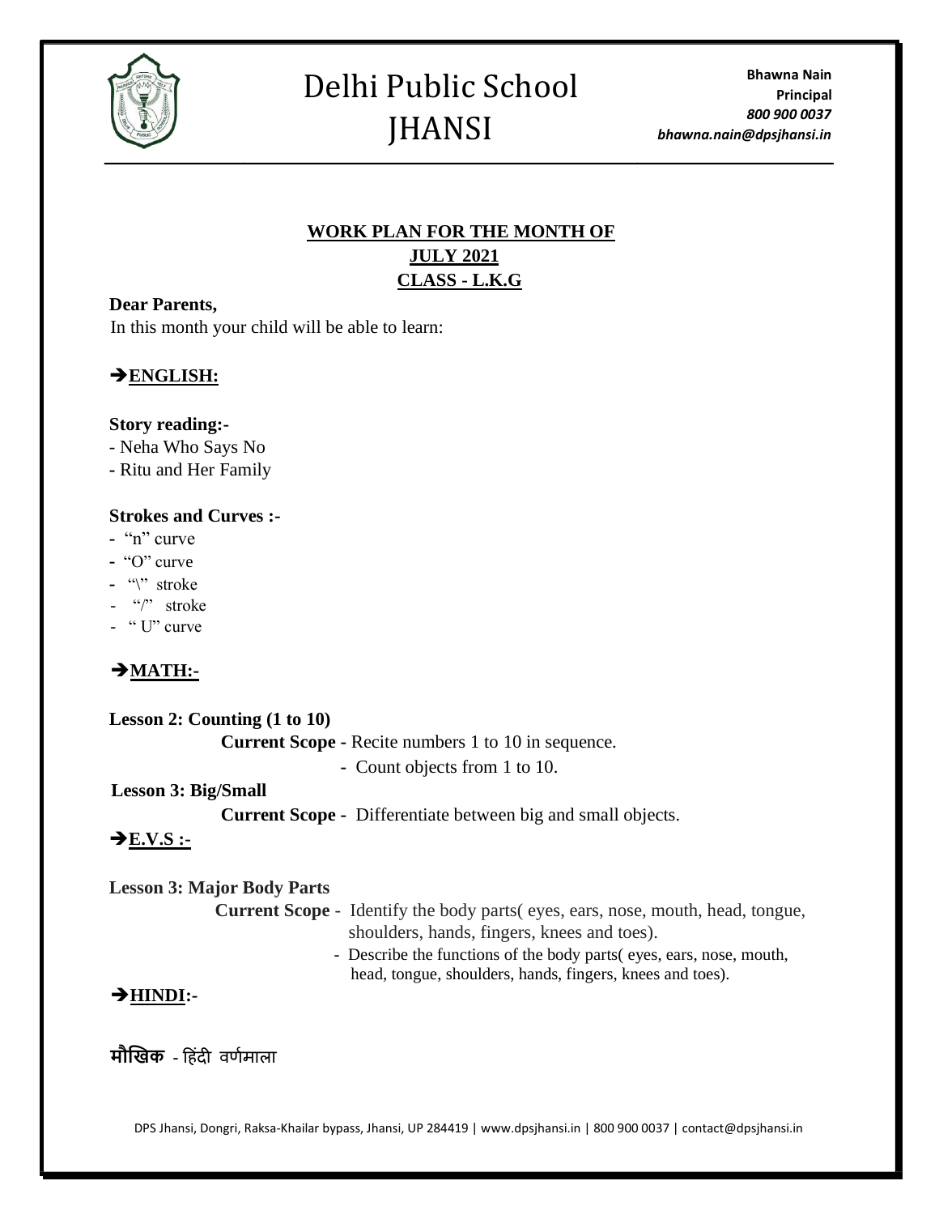# Delhi Public School JHANSI

**Bhawna Nain**
**Principal**
***800 900 0037***
***bhawna.nain@dpsjhansi.in***

## WORK PLAN FOR THE MONTH OF JULY 2021 CLASS - L.K.G

**Dear Parents,**

In this month your child will be able to learn:

### ➔ENGLISH:

**Story reading:-**

- Neha Who Says No
- Ritu and Her Family

**Strokes and Curves :-**

- "n" curve
- "O" curve
- "\" stroke
- "/" stroke
- " U" curve

### ➔MATH:-

**Lesson 2: Counting (1 to 10)**

**Current Scope -** Recite numbers 1 to 10 in sequence.
- Count objects from 1 to 10.

**Lesson 3: Big/Small**

**Current Scope -** Differentiate between big and small objects.

### ➔E.V.S :-

**Lesson 3: Major Body Parts**

**Current Scope -** Identify the body parts( eyes, ears, nose, mouth, head, tongue, shoulders, hands, fingers, knees and toes).
- Describe the functions of the body parts( eyes, ears, nose, mouth, head, tongue, shoulders, hands, fingers, knees and toes).

### ➔HINDI:-

**मौखिक** - हिंदी वर्णमाला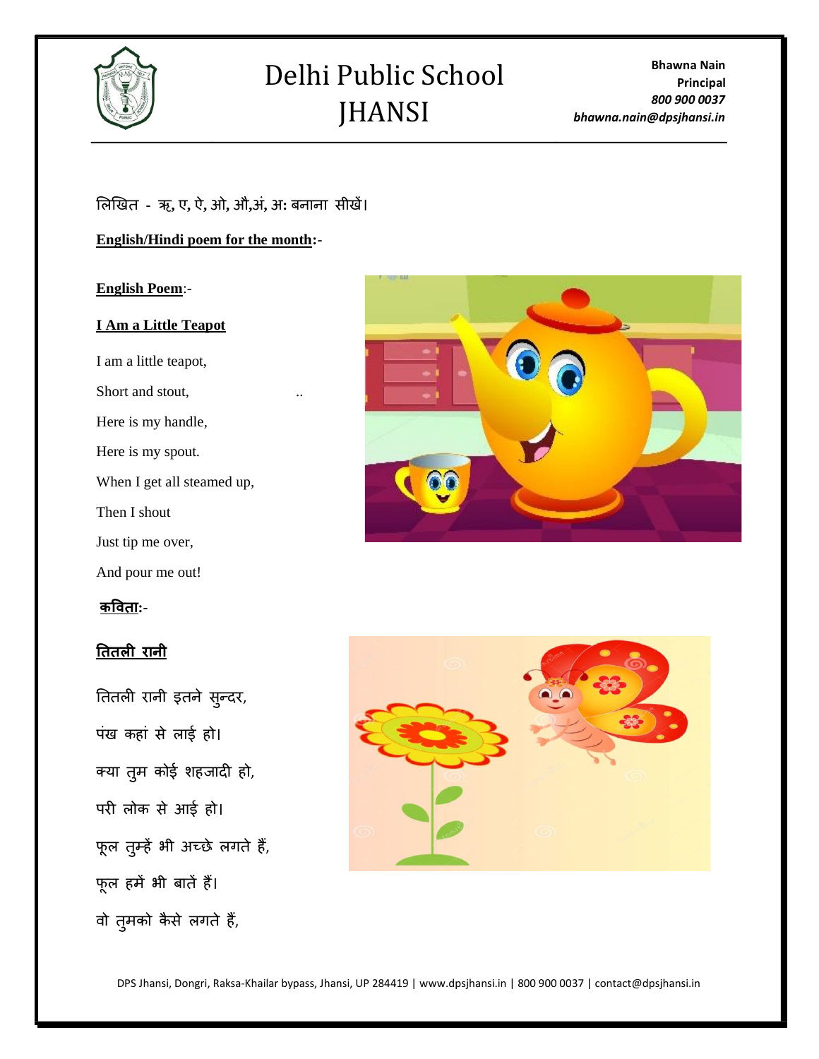लिखित - ऋ, ए, ऐ, ओ, औ,अं, अः बनाना सीखें।

**English/Hindi poem for the month:-**

**English Poem:-**

**I Am a Little Teapot**

I am a little teapot,

Short and stout,

Here is my handle,

Here is my spout.

When I get all steamed up,

Then I shout

Just tip me over,

And pour me out!

**कविता:-**

**तितली रानी**

तितली रानी इतने सुन्दर,

पंख कहां से लाई हो।

क्या तुम कोई शहजादी हो,

परी लोक से आई हो।

फूल तुम्हें भी अच्छे लगते हैं,

फूल हमें भी बातें हैं।

वो तुमको कैसे लगते हैं,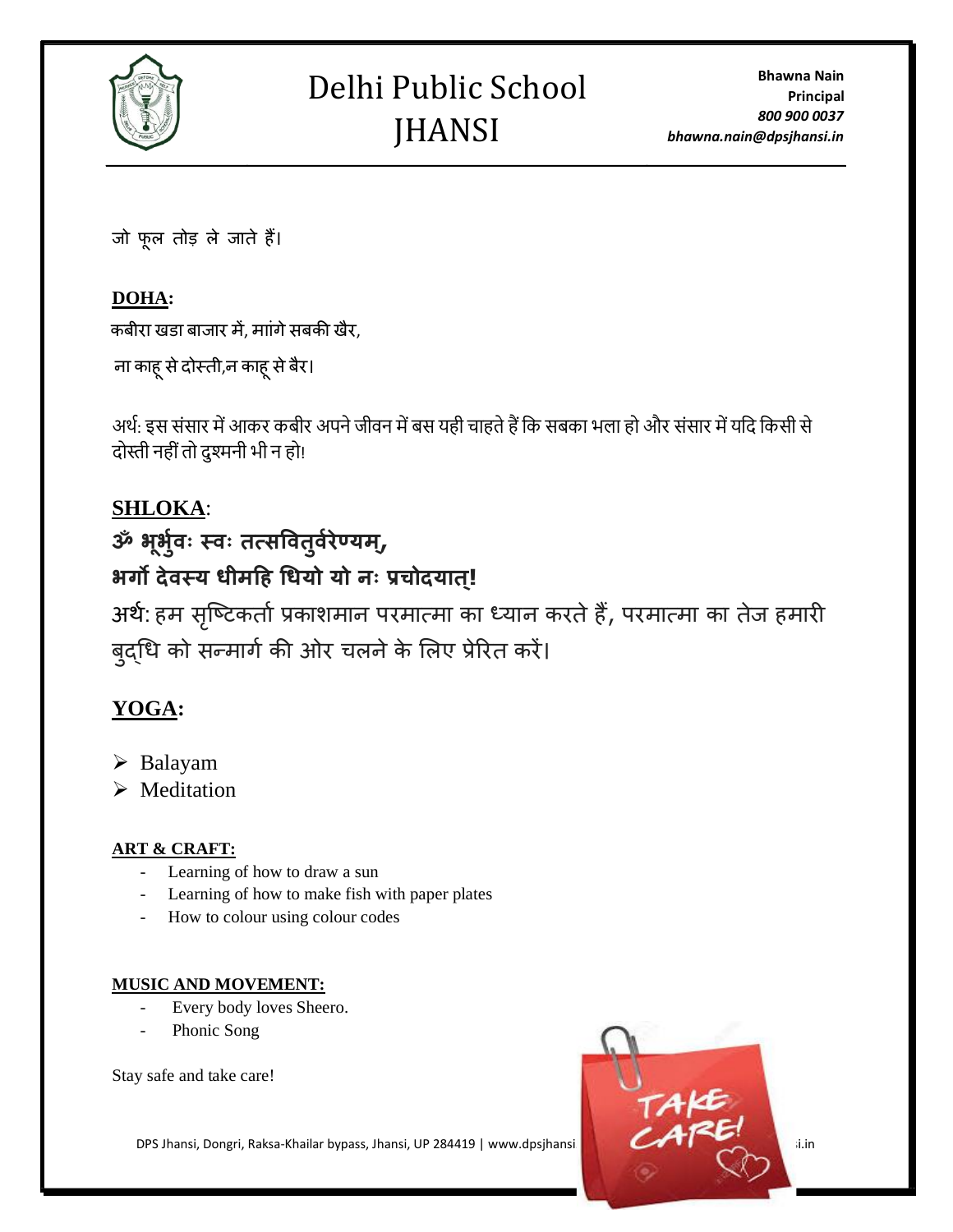जो फूल तोड़ ले जाते हैं।

**DOHA:**

कबीरा खडा बाजार में, माांगे सबकी खैर,

ना काहू से दोस्ती,न काहू से बैर।

अर्थ: इस संसार में आकर कबीर अपने जीवन में बस यही चाहते हैं कि सबका भला हो और संसार में यदि किसी से दोस्ती नहीं तो दुश्मनी भी न हो!

**SHLOKA**:

**ॐ भूर्भुवः स्वः तत्सवितुर्वरेण्यम्,**

**भर्गो देवस्य धीमहि धियो यो नः प्रचोदयात्!**

अर्थ: हम सृष्टिकर्ता प्रकाशमान परमात्मा का ध्यान करते हैं, परमात्मा का तेज हमारी बुद्धि को सन्मार्ग की ओर चलने के लिए प्रेरित करें।

**YOGA:**

- Balayam
- Meditation

**ART & CRAFT:**

- Learning of how to draw a sun
- Learning of how to make fish with paper plates
- How to colour using colour codes

**MUSIC AND MOVEMENT:**

- Every body loves Sheero.
- Phonic Song

Stay safe and take care!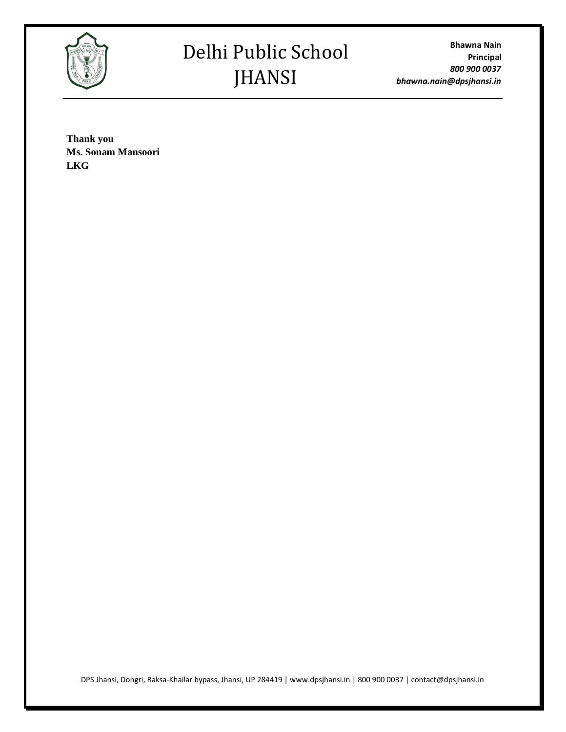**Thank you**
**Ms. Sonam Mansoori**
**LKG**